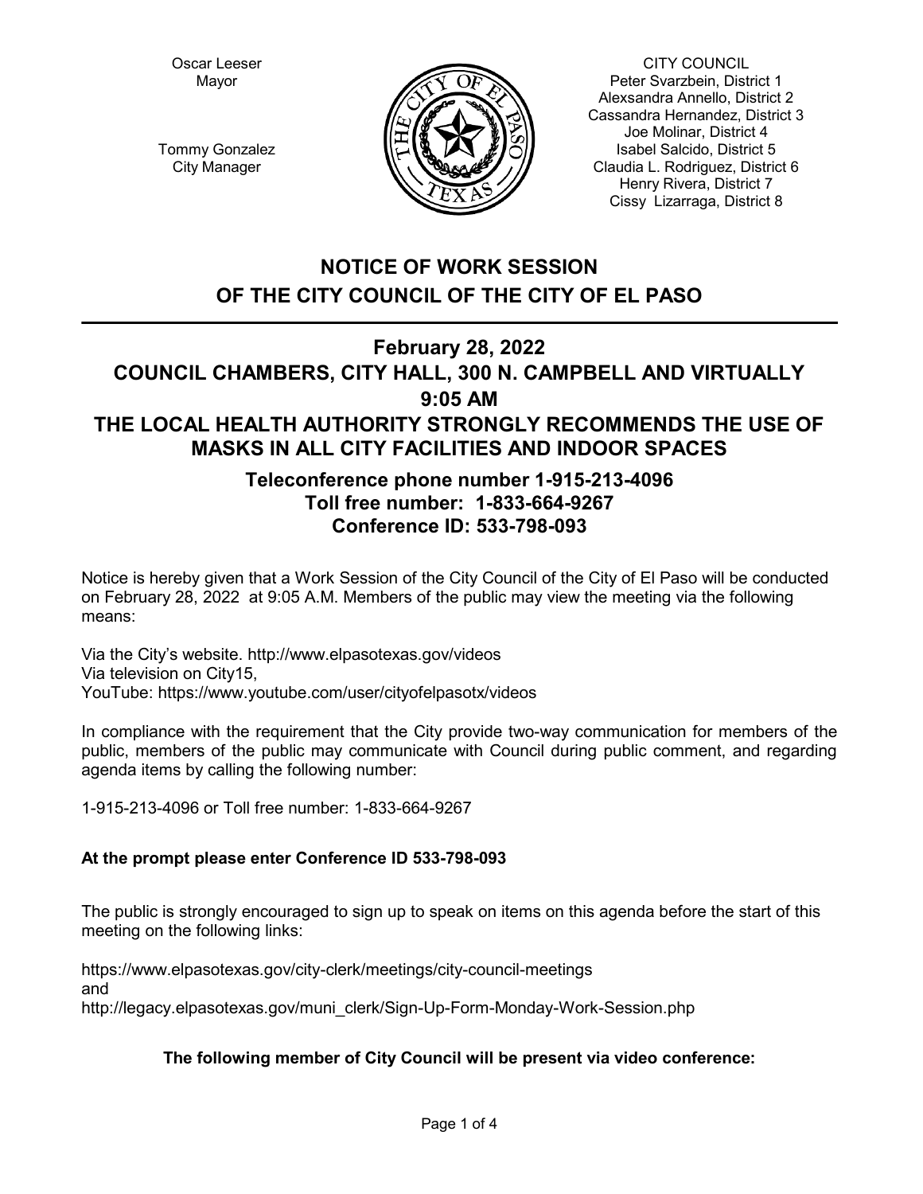Oscar Leeser
Mayor

Tommy Gonzalez
City Manager

CITY COUNCIL
Peter Svarzbein, District 1
Alexsandra Annello, District 2
Cassandra Hernandez, District 3
Joe Molinar, District 4
Isabel Salcido, District 5
Claudia L. Rodriguez, District 6
Henry Rivera, District 7
Cissy Lizarraga, District 8

# NOTICE OF WORK SESSION OF THE CITY COUNCIL OF THE CITY OF EL PASO

## February 28, 2022
## COUNCIL CHAMBERS, CITY HALL, 300 N. CAMPBELL AND VIRTUALLY
## 9:05 AM
## THE LOCAL HEALTH AUTHORITY STRONGLY RECOMMENDS THE USE OF MASKS IN ALL CITY FACILITIES AND INDOOR SPACES

### Teleconference phone number 1-915-213-4096
### Toll free number: 1-833-664-9267
### Conference ID: 533-798-093

Notice is hereby given that a Work Session of the City Council of the City of El Paso will be conducted on February 28, 2022 at 9:05 A.M. Members of the public may view the meeting via the following means:

Via the City's website. http://www.elpasotexas.gov/videos
Via television on City15,
YouTube: https://www.youtube.com/user/cityofelpasotx/videos

In compliance with the requirement that the City provide two-way communication for members of the public, members of the public may communicate with Council during public comment, and regarding agenda items by calling the following number:

1-915-213-4096 or Toll free number: 1-833-664-9267

**At the prompt please enter Conference ID 533-798-093**

The public is strongly encouraged to sign up to speak on items on this agenda before the start of this meeting on the following links:

https://www.elpasotexas.gov/city-clerk/meetings/city-council-meetings
and
http://legacy.elpasotexas.gov/muni_clerk/Sign-Up-Form-Monday-Work-Session.php

**The following member of City Council will be present via video conference:**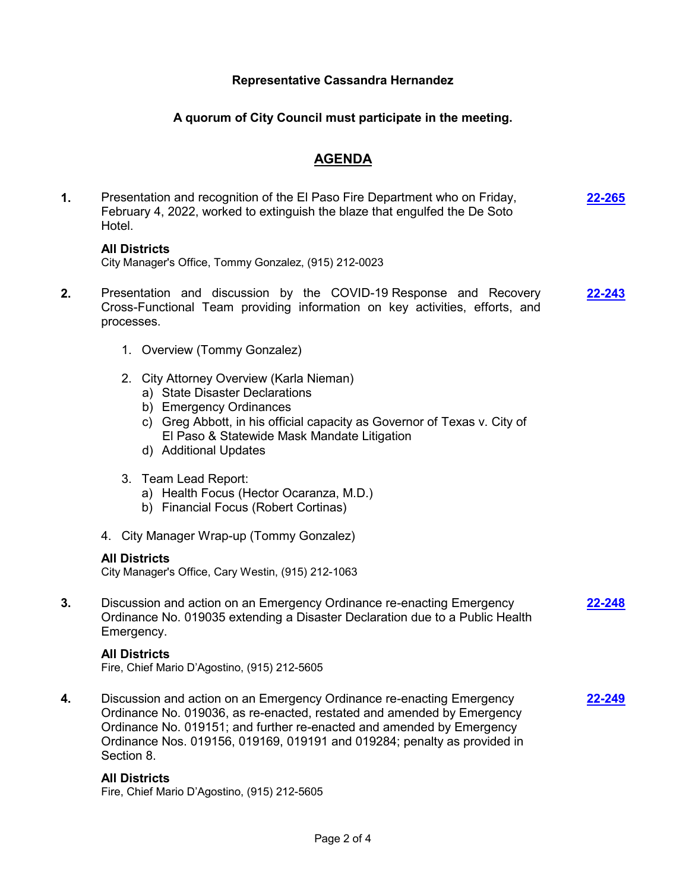**Representative Cassandra Hernandez**

**A quorum of City Council must participate in the meeting.**

## AGENDA

**1.** Presentation and recognition of the El Paso Fire Department who on Friday, February 4, 2022, worked to extinguish the blaze that engulfed the De Soto Hotel. **22-265**

**All Districts**
City Manager's Office, Tommy Gonzalez, (915) 212-0023

**2.** Presentation and discussion by the COVID-19 Response and Recovery Cross-Functional Team providing information on key activities, efforts, and processes. **22-243**

1. Overview (Tommy Gonzalez)
2. City Attorney Overview (Karla Nieman)
   a) State Disaster Declarations
   b) Emergency Ordinances
   c) Greg Abbott, in his official capacity as Governor of Texas v. City of El Paso & Statewide Mask Mandate Litigation
   d) Additional Updates
3. Team Lead Report:
   a) Health Focus (Hector Ocaranza, M.D.)
   b) Financial Focus (Robert Cortinas)
4. City Manager Wrap-up (Tommy Gonzalez)

**All Districts**
City Manager's Office, Cary Westin, (915) 212-1063

**3.** Discussion and action on an Emergency Ordinance re-enacting Emergency Ordinance No. 019035 extending a Disaster Declaration due to a Public Health Emergency. **22-248**

**All Districts**
Fire, Chief Mario D'Agostino, (915) 212-5605

**4.** Discussion and action on an Emergency Ordinance re-enacting Emergency Ordinance No. 019036, as re-enacted, restated and amended by Emergency Ordinance No. 019151; and further re-enacted and amended by Emergency Ordinance Nos. 019156, 019169, 019191 and 019284; penalty as provided in Section 8. **22-249**

**All Districts**
Fire, Chief Mario D'Agostino, (915) 212-5605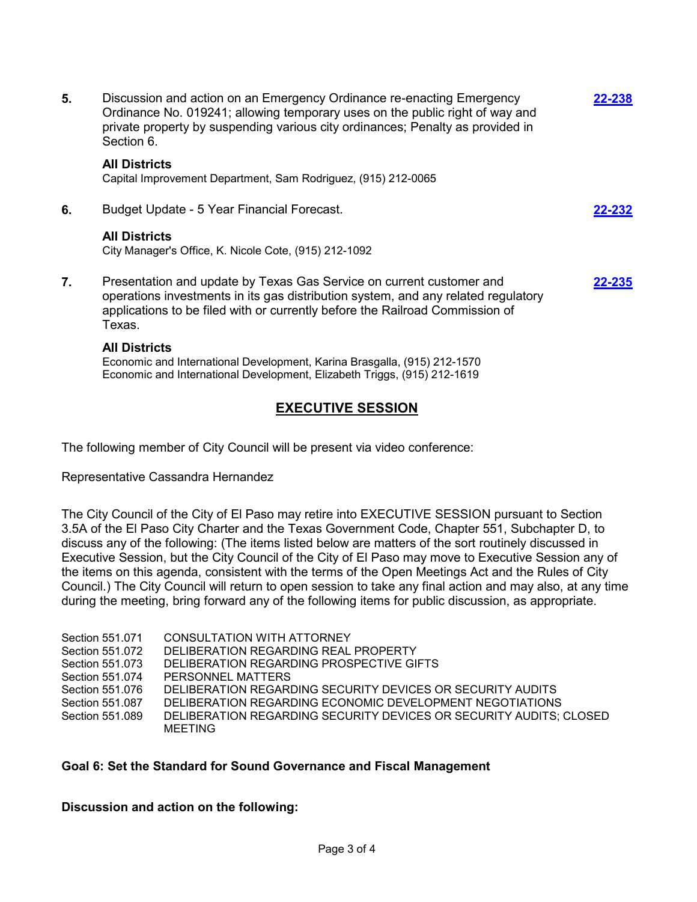**5.** Discussion and action on an Emergency Ordinance re-enacting Emergency Ordinance No. 019241; allowing temporary uses on the public right of way and private property by suspending various city ordinances; Penalty as provided in Section 6. **[22-238](22-238)**

**All Districts**
Capital Improvement Department, Sam Rodriguez, (915) 212-0065

**6.** Budget Update - 5 Year Financial Forecast. **[22-232](22-232)**

**All Districts**
City Manager's Office, K. Nicole Cote, (915) 212-1092

**7.** Presentation and update by Texas Gas Service on current customer and operations investments in its gas distribution system, and any related regulatory applications to be filed with or currently before the Railroad Commission of Texas. **[22-235](22-235)**

**All Districts**
Economic and International Development, Karina Brasgalla, (915) 212-1570
Economic and International Development, Elizabeth Triggs, (915) 212-1619

## EXECUTIVE SESSION

The following member of City Council will be present via video conference:

Representative Cassandra Hernandez

The City Council of the City of El Paso may retire into EXECUTIVE SESSION pursuant to Section 3.5A of the El Paso City Charter and the Texas Government Code, Chapter 551, Subchapter D, to discuss any of the following: (The items listed below are matters of the sort routinely discussed in Executive Session, but the City Council of the City of El Paso may move to Executive Session any of the items on this agenda, consistent with the terms of the Open Meetings Act and the Rules of City Council.) The City Council will return to open session to take any final action and may also, at any time during the meeting, bring forward any of the following items for public discussion, as appropriate.

| | |
|---|---|
| Section 551.071 | CONSULTATION WITH ATTORNEY |
| Section 551.072 | DELIBERATION REGARDING REAL PROPERTY |
| Section 551.073 | DELIBERATION REGARDING PROSPECTIVE GIFTS |
| Section 551.074 | PERSONNEL MATTERS |
| Section 551.076 | DELIBERATION REGARDING SECURITY DEVICES OR SECURITY AUDITS |
| Section 551.087 | DELIBERATION REGARDING ECONOMIC DEVELOPMENT NEGOTIATIONS |
| Section 551.089 | DELIBERATION REGARDING SECURITY DEVICES OR SECURITY AUDITS; CLOSED MEETING |

**Goal 6: Set the Standard for Sound Governance and Fiscal Management**

**Discussion and action on the following:**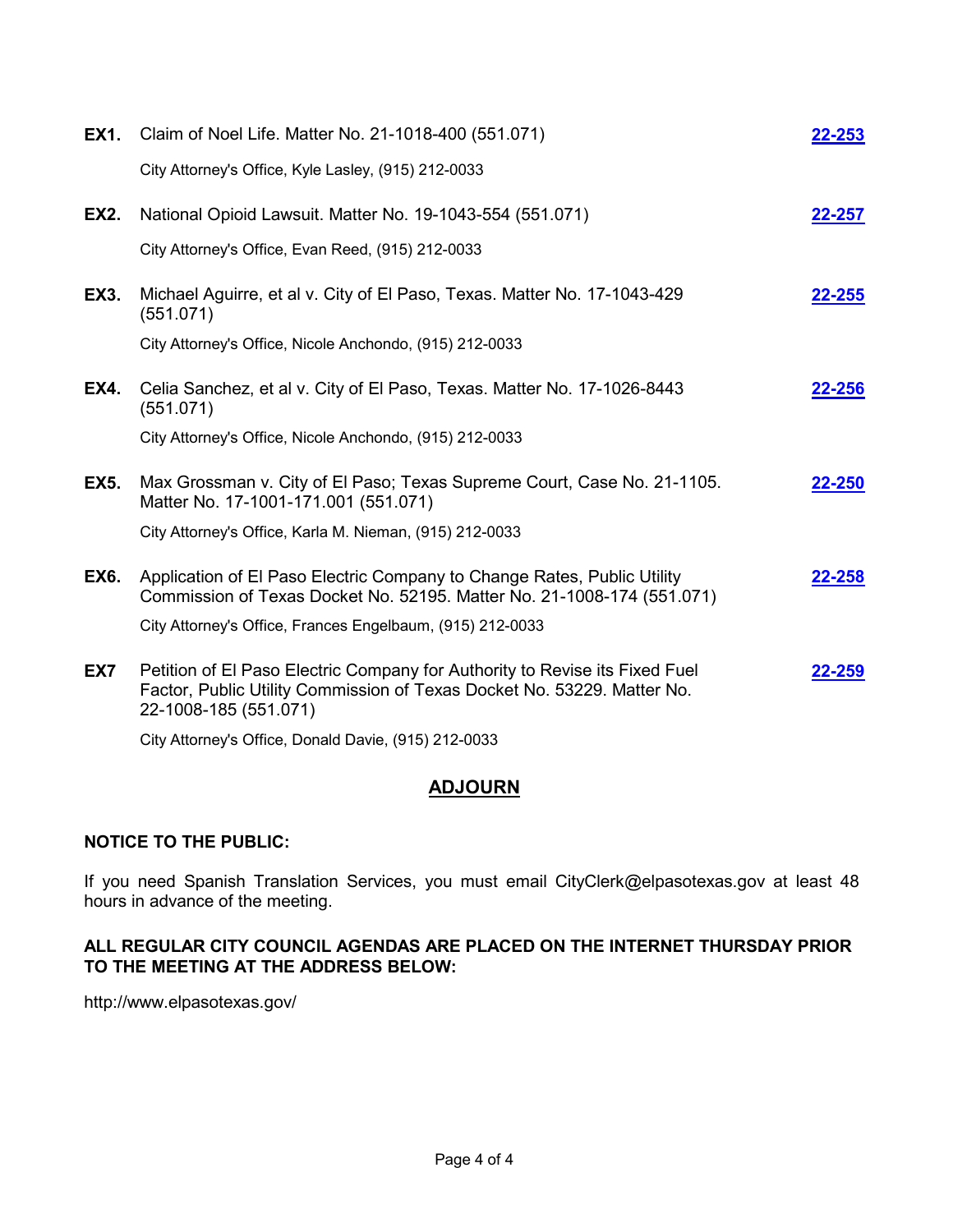**EX1.** Claim of Noel Life. Matter No. 21-1018-400 (551.071) **22-253**

City Attorney's Office, Kyle Lasley, (915) 212-0033

**EX2.** National Opioid Lawsuit. Matter No. 19-1043-554 (551.071) **22-257**

City Attorney's Office, Evan Reed, (915) 212-0033

**EX3.** Michael Aguirre, et al v. City of El Paso, Texas. Matter No. 17-1043-429 (551.071) **22-255**

City Attorney's Office, Nicole Anchondo, (915) 212-0033

**EX4.** Celia Sanchez, et al v. City of El Paso, Texas. Matter No. 17-1026-8443 (551.071) **22-256**

City Attorney's Office, Nicole Anchondo, (915) 212-0033

**EX5.** Max Grossman v. City of El Paso; Texas Supreme Court, Case No. 21-1105. Matter No. 17-1001-171.001 (551.071) **22-250**

City Attorney's Office, Karla M. Nieman, (915) 212-0033

**EX6.** Application of El Paso Electric Company to Change Rates, Public Utility Commission of Texas Docket No. 52195. Matter No. 21-1008-174 (551.071) **22-258**

City Attorney's Office, Frances Engelbaum, (915) 212-0033

**EX7** Petition of El Paso Electric Company for Authority to Revise its Fixed Fuel Factor, Public Utility Commission of Texas Docket No. 53229. Matter No. 22-1008-185 (551.071) **22-259**

City Attorney's Office, Donald Davie, (915) 212-0033

## ADJOURN

**NOTICE TO THE PUBLIC:**

If you need Spanish Translation Services, you must email CityClerk@elpasotexas.gov at least 48 hours in advance of the meeting.

**ALL REGULAR CITY COUNCIL AGENDAS ARE PLACED ON THE INTERNET THURSDAY PRIOR TO THE MEETING AT THE ADDRESS BELOW:**

http://www.elpasotexas.gov/